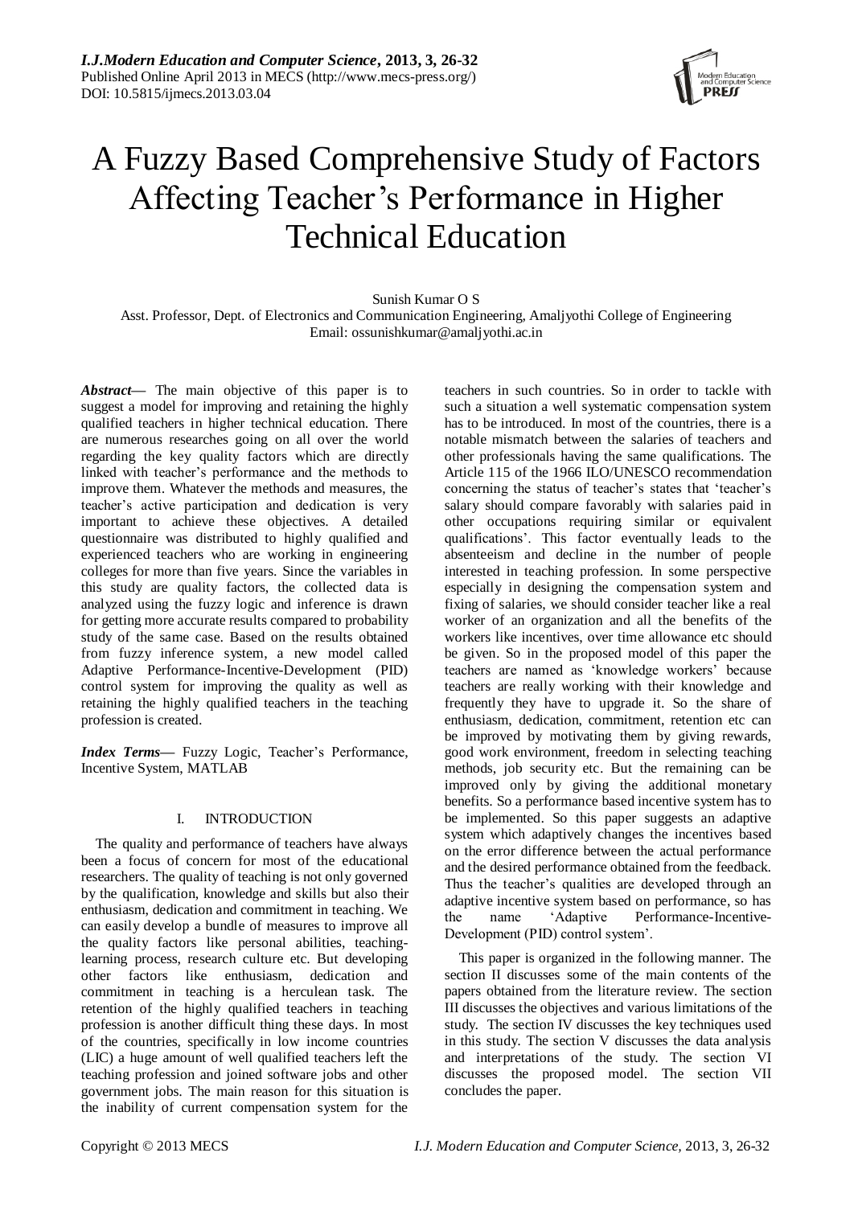# A Fuzzy Based Comprehensive Study of Factors Affecting Teacher's Performance in Higher Technical Education

Sunish Kumar O S

Asst. Professor, Dept. of Electronics and Communication Engineering, Amaljyothi College of Engineering
Email: ossunishkumar@amaljyothi.ac.in

***Abstract*—** The main objective of this paper is to suggest a model for improving and retaining the highly qualified teachers in higher technical education. There are numerous researches going on all over the world regarding the key quality factors which are directly linked with teacher's performance and the methods to improve them. Whatever the methods and measures, the teacher's active participation and dedication is very important to achieve these objectives. A detailed questionnaire was distributed to highly qualified and experienced teachers who are working in engineering colleges for more than five years. Since the variables in this study are quality factors, the collected data is analyzed using the fuzzy logic and inference is drawn for getting more accurate results compared to probability study of the same case. Based on the results obtained from fuzzy inference system, a new model called Adaptive Performance-Incentive-Development (PID) control system for improving the quality as well as retaining the highly qualified teachers in the teaching profession is created.

***Index Terms*—** Fuzzy Logic, Teacher's Performance, Incentive System, MATLAB

## I. INTRODUCTION

The quality and performance of teachers have always been a focus of concern for most of the educational researchers. The quality of teaching is not only governed by the qualification, knowledge and skills but also their enthusiasm, dedication and commitment in teaching. We can easily develop a bundle of measures to improve all the quality factors like personal abilities, teaching-learning process, research culture etc. But developing other factors like enthusiasm, dedication and commitment in teaching is a herculean task. The retention of the highly qualified teachers in teaching profession is another difficult thing these days. In most of the countries, specifically in low income countries (LIC) a huge amount of well qualified teachers left the teaching profession and joined software jobs and other government jobs. The main reason for this situation is the inability of current compensation system for the teachers in such countries. So in order to tackle with such a situation a well systematic compensation system has to be introduced. In most of the countries, there is a notable mismatch between the salaries of teachers and other professionals having the same qualifications. The Article 115 of the 1966 ILO/UNESCO recommendation concerning the status of teacher's states that 'teacher's salary should compare favorably with salaries paid in other occupations requiring similar or equivalent qualifications'. This factor eventually leads to the absenteeism and decline in the number of people interested in teaching profession. In some perspective especially in designing the compensation system and fixing of salaries, we should consider teacher like a real worker of an organization and all the benefits of the workers like incentives, over time allowance etc should be given. So in the proposed model of this paper the teachers are named as 'knowledge workers' because teachers are really working with their knowledge and frequently they have to upgrade it. So the share of enthusiasm, dedication, commitment, retention etc can be improved by motivating them by giving rewards, good work environment, freedom in selecting teaching methods, job security etc. But the remaining can be improved only by giving the additional monetary benefits. So a performance based incentive system has to be implemented. So this paper suggests an adaptive system which adaptively changes the incentives based on the error difference between the actual performance and the desired performance obtained from the feedback. Thus the teacher's qualities are developed through an adaptive incentive system based on performance, so has the name 'Adaptive Performance-Incentive-Development (PID) control system'.

This paper is organized in the following manner. The section II discusses some of the main contents of the papers obtained from the literature review. The section III discusses the objectives and various limitations of the study. The section IV discusses the key techniques used in this study. The section V discusses the data analysis and interpretations of the study. The section VI discusses the proposed model. The section VII concludes the paper.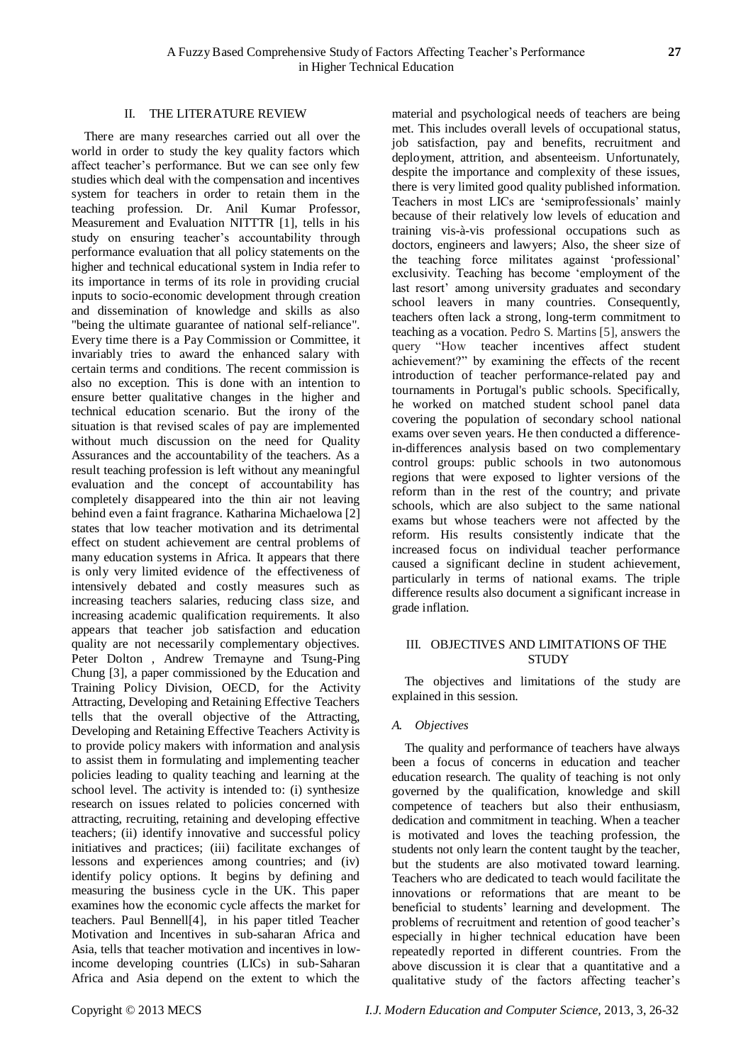## II. THE LITERATURE REVIEW

There are many researches carried out all over the world in order to study the key quality factors which affect teacher's performance. But we can see only few studies which deal with the compensation and incentives system for teachers in order to retain them in the teaching profession. Dr. Anil Kumar Professor, Measurement and Evaluation NITTTR [1], tells in his study on ensuring teacher's accountability through performance evaluation that all policy statements on the higher and technical educational system in India refer to its importance in terms of its role in providing crucial inputs to socio-economic development through creation and dissemination of knowledge and skills as also "being the ultimate guarantee of national self-reliance". Every time there is a Pay Commission or Committee, it invariably tries to award the enhanced salary with certain terms and conditions. The recent commission is also no exception. This is done with an intention to ensure better qualitative changes in the higher and technical education scenario. But the irony of the situation is that revised scales of pay are implemented without much discussion on the need for Quality Assurances and the accountability of the teachers. As a result teaching profession is left without any meaningful evaluation and the concept of accountability has completely disappeared into the thin air not leaving behind even a faint fragrance. Katharina Michaelowa [2] states that low teacher motivation and its detrimental effect on student achievement are central problems of many education systems in Africa. It appears that there is only very limited evidence of the effectiveness of intensively debated and costly measures such as increasing teachers salaries, reducing class size, and increasing academic qualification requirements. It also appears that teacher job satisfaction and education quality are not necessarily complementary objectives. Peter Dolton , Andrew Tremayne and Tsung-Ping Chung [3], a paper commissioned by the Education and Training Policy Division, OECD, for the Activity Attracting, Developing and Retaining Effective Teachers tells that the overall objective of the Attracting, Developing and Retaining Effective Teachers Activity is to provide policy makers with information and analysis to assist them in formulating and implementing teacher policies leading to quality teaching and learning at the school level. The activity is intended to: (i) synthesize research on issues related to policies concerned with attracting, recruiting, retaining and developing effective teachers; (ii) identify innovative and successful policy initiatives and practices; (iii) facilitate exchanges of lessons and experiences among countries; and (iv) identify policy options. It begins by defining and measuring the business cycle in the UK. This paper examines how the economic cycle affects the market for teachers. Paul Bennell[4], in his paper titled Teacher Motivation and Incentives in sub-saharan Africa and Asia, tells that teacher motivation and incentives in low-income developing countries (LICs) in sub-Saharan Africa and Asia depend on the extent to which the material and psychological needs of teachers are being met. This includes overall levels of occupational status, job satisfaction, pay and benefits, recruitment and deployment, attrition, and absenteeism. Unfortunately, despite the importance and complexity of these issues, there is very limited good quality published information. Teachers in most LICs are 'semiprofessionals' mainly because of their relatively low levels of education and training vis-à-vis professional occupations such as doctors, engineers and lawyers; Also, the sheer size of the teaching force militates against 'professional' exclusivity. Teaching has become 'employment of the last resort' among university graduates and secondary school leavers in many countries. Consequently, teachers often lack a strong, long-term commitment to teaching as a vocation. Pedro S. Martins [5], answers the query "How teacher incentives affect student achievement?" by examining the effects of the recent introduction of teacher performance-related pay and tournaments in Portugal's public schools. Specifically, he worked on matched student school panel data covering the population of secondary school national exams over seven years. He then conducted a difference-in-differences analysis based on two complementary control groups: public schools in two autonomous regions that were exposed to lighter versions of the reform than in the rest of the country; and private schools, which are also subject to the same national exams but whose teachers were not affected by the reform. His results consistently indicate that the increased focus on individual teacher performance caused a significant decline in student achievement, particularly in terms of national exams. The triple difference results also document a significant increase in grade inflation.

## III. OBJECTIVES AND LIMITATIONS OF THE STUDY

The objectives and limitations of the study are explained in this session.

### *A. Objectives*

The quality and performance of teachers have always been a focus of concerns in education and teacher education research. The quality of teaching is not only governed by the qualification, knowledge and skill competence of teachers but also their enthusiasm, dedication and commitment in teaching. When a teacher is motivated and loves the teaching profession, the students not only learn the content taught by the teacher, but the students are also motivated toward learning. Teachers who are dedicated to teach would facilitate the innovations or reformations that are meant to be beneficial to students' learning and development. The problems of recruitment and retention of good teacher's especially in higher technical education have been repeatedly reported in different countries. From the above discussion it is clear that a quantitative and a qualitative study of the factors affecting teacher's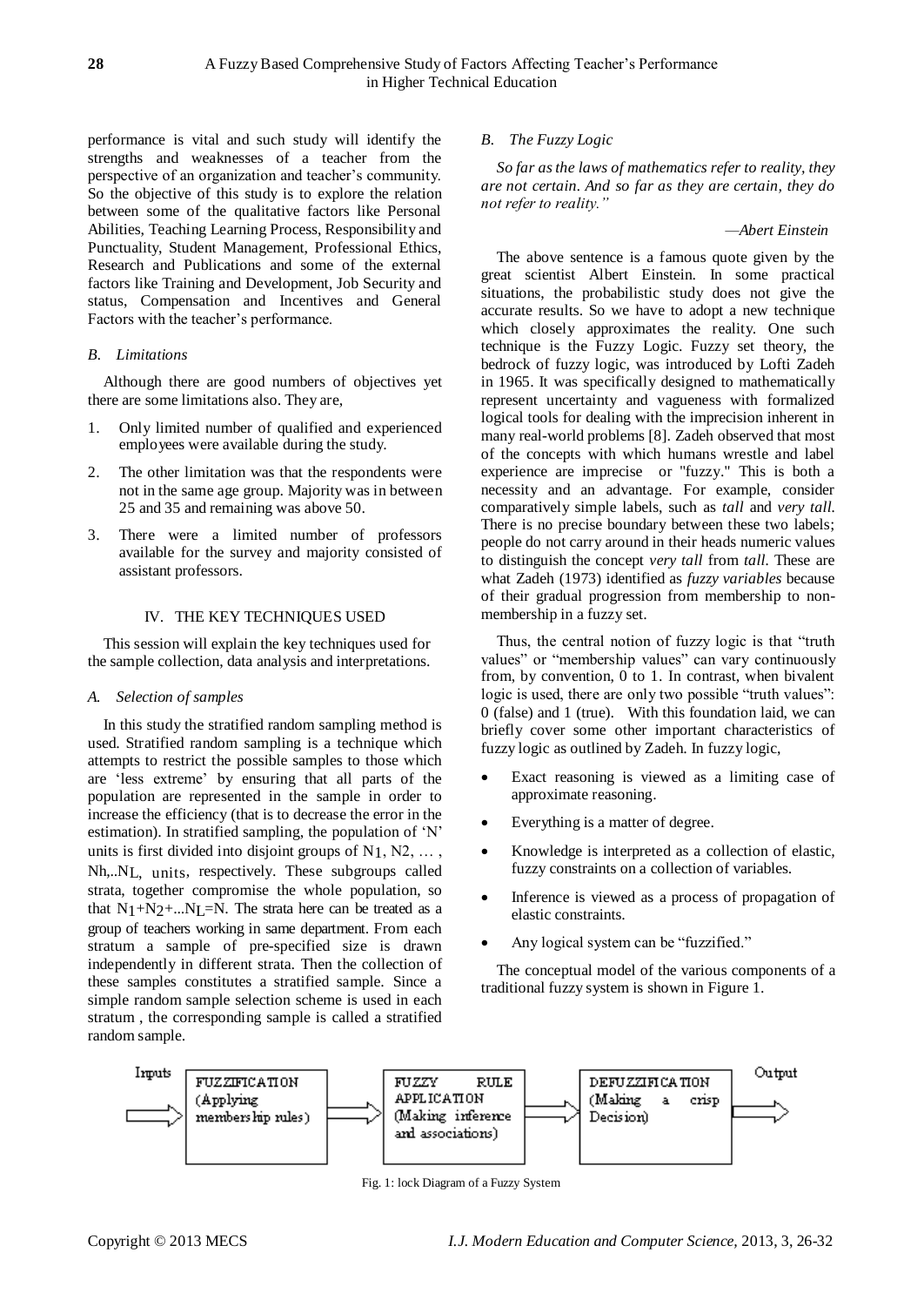performance is vital and such study will identify the strengths and weaknesses of a teacher from the perspective of an organization and teacher's community. So the objective of this study is to explore the relation between some of the qualitative factors like Personal Abilities, Teaching Learning Process, Responsibility and Punctuality, Student Management, Professional Ethics, Research and Publications and some of the external factors like Training and Development, Job Security and status, Compensation and Incentives and General Factors with the teacher's performance.

### *B. Limitations*

Although there are good numbers of objectives yet there are some limitations also. They are,

1. Only limited number of qualified and experienced employees were available during the study.
2. The other limitation was that the respondents were not in the same age group. Majority was in between 25 and 35 and remaining was above 50.
3. There were a limited number of professors available for the survey and majority consisted of assistant professors.

## IV. THE KEY TECHNIQUES USED

This session will explain the key techniques used for the sample collection, data analysis and interpretations.

### *A. Selection of samples*

In this study the stratified random sampling method is used. Stratified random sampling is a technique which attempts to restrict the possible samples to those which are 'less extreme' by ensuring that all parts of the population are represented in the sample in order to increase the efficiency (that is to decrease the error in the estimation). In stratified sampling, the population of 'N' units is first divided into disjoint groups of $N_1$, N2, … , Nh,..$N_L$, units, respectively. These subgroups called strata, together compromise the whole population, so that $N_1+N_2+...N_L=N$. The strata here can be treated as a group of teachers working in same department. From each stratum a sample of pre-specified size is drawn independently in different strata. Then the collection of these samples constitutes a stratified sample. Since a simple random sample selection scheme is used in each stratum , the corresponding sample is called a stratified random sample.

### *B. The Fuzzy Logic*

*So far as the laws of mathematics refer to reality, they are not certain. And so far as they are certain, they do not refer to reality."*

*—Abert Einstein*

The above sentence is a famous quote given by the great scientist Albert Einstein. In some practical situations, the probabilistic study does not give the accurate results. So we have to adopt a new technique which closely approximates the reality. One such technique is the Fuzzy Logic. Fuzzy set theory, the bedrock of fuzzy logic, was introduced by Lofti Zadeh in 1965. It was specifically designed to mathematically represent uncertainty and vagueness with formalized logical tools for dealing with the imprecision inherent in many real-world problems [8]. Zadeh observed that most of the concepts with which humans wrestle and label experience are imprecise or "fuzzy." This is both a necessity and an advantage. For example, consider comparatively simple labels, such as *tall* and *very tall.* There is no precise boundary between these two labels; people do not carry around in their heads numeric values to distinguish the concept *very tall* from *tall.* These are what Zadeh (1973) identified as *fuzzy variables* because of their gradual progression from membership to non-membership in a fuzzy set.

Thus, the central notion of fuzzy logic is that "truth values" or "membership values" can vary continuously from, by convention, 0 to 1. In contrast, when bivalent logic is used, there are only two possible "truth values": 0 (false) and 1 (true). With this foundation laid, we can briefly cover some other important characteristics of fuzzy logic as outlined by Zadeh. In fuzzy logic,

- Exact reasoning is viewed as a limiting case of approximate reasoning.
- Everything is a matter of degree.
- Knowledge is interpreted as a collection of elastic, fuzzy constraints on a collection of variables.
- Inference is viewed as a process of propagation of elastic constraints.
- Any logical system can be "fuzzified."

The conceptual model of the various components of a traditional fuzzy system is shown in Figure 1.

Inputs → FUZZIFICATION (Applying membership rules) → FUZZY RULE APPLICATION (Making inference and associations) → DEFUZZIFICATION (Making a crisp Decision) → Output

Fig. 1: lock Diagram of a Fuzzy System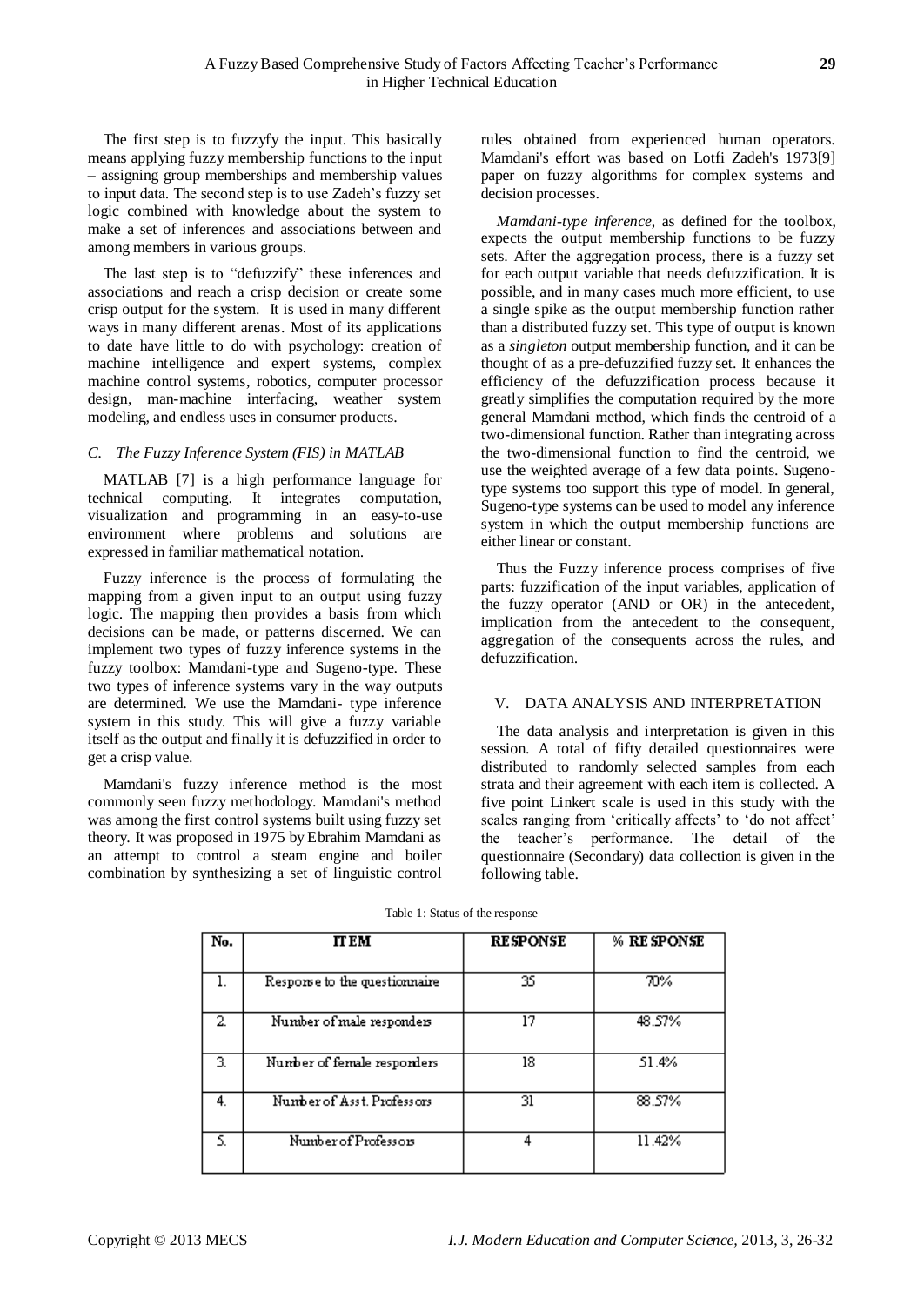The first step is to fuzzyfy the input. This basically means applying fuzzy membership functions to the input – assigning group memberships and membership values to input data. The second step is to use Zadeh's fuzzy set logic combined with knowledge about the system to make a set of inferences and associations between and among members in various groups.

The last step is to "defuzzify" these inferences and associations and reach a crisp decision or create some crisp output for the system. It is used in many different ways in many different arenas. Most of its applications to date have little to do with psychology: creation of machine intelligence and expert systems, complex machine control systems, robotics, computer processor design, man-machine interfacing, weather system modeling, and endless uses in consumer products.

### *C. The Fuzzy Inference System (FIS) in MATLAB*

MATLAB [7] is a high performance language for technical computing. It integrates computation, visualization and programming in an easy-to-use environment where problems and solutions are expressed in familiar mathematical notation.

Fuzzy inference is the process of formulating the mapping from a given input to an output using fuzzy logic. The mapping then provides a basis from which decisions can be made, or patterns discerned. We can implement two types of fuzzy inference systems in the fuzzy toolbox: Mamdani-type and Sugeno-type. These two types of inference systems vary in the way outputs are determined. We use the Mamdani- type inference system in this study. This will give a fuzzy variable itself as the output and finally it is defuzzified in order to get a crisp value.

Mamdani's fuzzy inference method is the most commonly seen fuzzy methodology. Mamdani's method was among the first control systems built using fuzzy set theory. It was proposed in 1975 by Ebrahim Mamdani as an attempt to control a steam engine and boiler combination by synthesizing a set of linguistic control rules obtained from experienced human operators. Mamdani's effort was based on Lotfi Zadeh's 1973[9] paper on fuzzy algorithms for complex systems and decision processes.

*Mamdani-type inference*, as defined for the toolbox, expects the output membership functions to be fuzzy sets. After the aggregation process, there is a fuzzy set for each output variable that needs defuzzification. It is possible, and in many cases much more efficient, to use a single spike as the output membership function rather than a distributed fuzzy set. This type of output is known as a *singleton* output membership function, and it can be thought of as a pre-defuzzified fuzzy set. It enhances the efficiency of the defuzzification process because it greatly simplifies the computation required by the more general Mamdani method, which finds the centroid of a two-dimensional function. Rather than integrating across the two-dimensional function to find the centroid, we use the weighted average of a few data points. Sugeno-type systems too support this type of model. In general, Sugeno-type systems can be used to model any inference system in which the output membership functions are either linear or constant.

Thus the Fuzzy inference process comprises of five parts: fuzzification of the input variables, application of the fuzzy operator (AND or OR) in the antecedent, implication from the antecedent to the consequent, aggregation of the consequents across the rules, and defuzzification.

## V. DATA ANALYSIS AND INTERPRETATION

The data analysis and interpretation is given in this session. A total of fifty detailed questionnaires were distributed to randomly selected samples from each strata and their agreement with each item is collected. A five point Linkert scale is used in this study with the scales ranging from 'critically affects' to 'do not affect' the teacher's performance. The detail of the questionnaire (Secondary) data collection is given in the following table.

Table 1: Status of the response

| No. | ITEM | RESPONSE | % RESPONSE |
|---|---|---|---|
| 1. | Response to the questionnaire | 35 | 70% |
| 2. | Number of male responders | 17 | 48.57% |
| 3. | Number of female responders | 18 | 51.4% |
| 4. | Number of Asst. Professors | 31 | 88.57% |
| 5. | Number of Professors | 4 | 11.42% |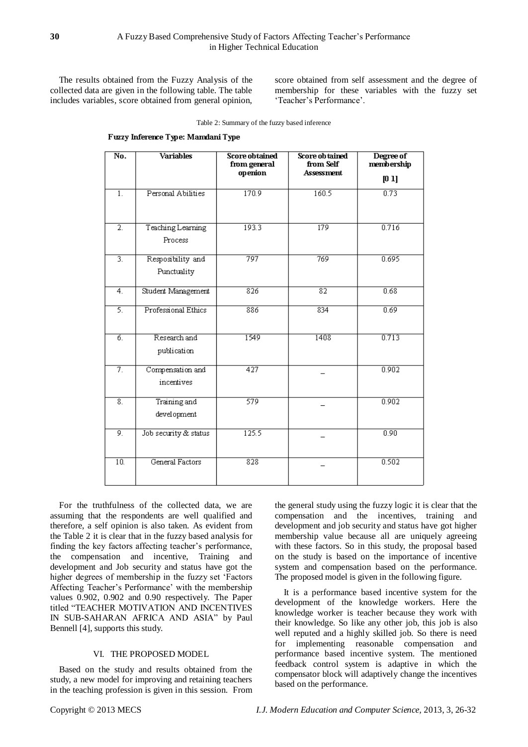The results obtained from the Fuzzy Analysis of the collected data are given in the following table. The table includes variables, score obtained from general opinion, score obtained from self assessment and the degree of membership for these variables with the fuzzy set 'Teacher's Performance'.

Table 2: Summary of the fuzzy based inference

**Fuzzy Inference Type: Mamdani Type**

| No. | Variables | Score obtained from general openion | Score obtained from Self Assessment | Degree of membership [0 1] |
|---|---|---|---|---|
| 1. | Personal Abilities | 170.9 | 160.5 | 0.73 |
| 2. | Teaching Learning Process | 193.3 | 179 | 0.716 |
| 3. | Resposibility and Punctuality | 797 | 769 | 0.695 |
| 4. | Student Management | 826 | 82 | 0.68 |
| 5. | Professional Ethics | 886 | 834 | 0.69 |
| 6. | Research and publication | 1549 | 1408 | 0.713 |
| 7. | Compensation and incentives | 427 | _ | 0.902 |
| 8. | Training and development | 579 | _ | 0.902 |
| 9. | Job security & status | 125.5 | _ | 0.90 |
| 10. | General Factors | 828 | _ | 0.502 |

For the truthfulness of the collected data, we are assuming that the respondents are well qualified and therefore, a self opinion is also taken. As evident from the Table 2 it is clear that in the fuzzy based analysis for finding the key factors affecting teacher's performance, the compensation and incentive, Training and development and Job security and status have got the higher degrees of membership in the fuzzy set 'Factors Affecting Teacher's Performance' with the membership values 0.902, 0.902 and 0.90 respectively. The Paper titled "TEACHER MOTIVATION AND INCENTIVES IN SUB-SAHARAN AFRICA AND ASIA" by Paul Bennell [4], supports this study.

## VI. THE PROPOSED MODEL

Based on the study and results obtained from the study, a new model for improving and retaining teachers in the teaching profession is given in this session. From the general study using the fuzzy logic it is clear that the compensation and the incentives, training and development and job security and status have got higher membership value because all are uniquely agreeing with these factors. So in this study, the proposal based on the study is based on the importance of incentive system and compensation based on the performance. The proposed model is given in the following figure.

It is a performance based incentive system for the development of the knowledge workers. Here the knowledge worker is teacher because they work with their knowledge. So like any other job, this job is also well reputed and a highly skilled job. So there is need for implementing reasonable compensation and performance based incentive system. The mentioned feedback control system is adaptive in which the compensator block will adaptively change the incentives based on the performance.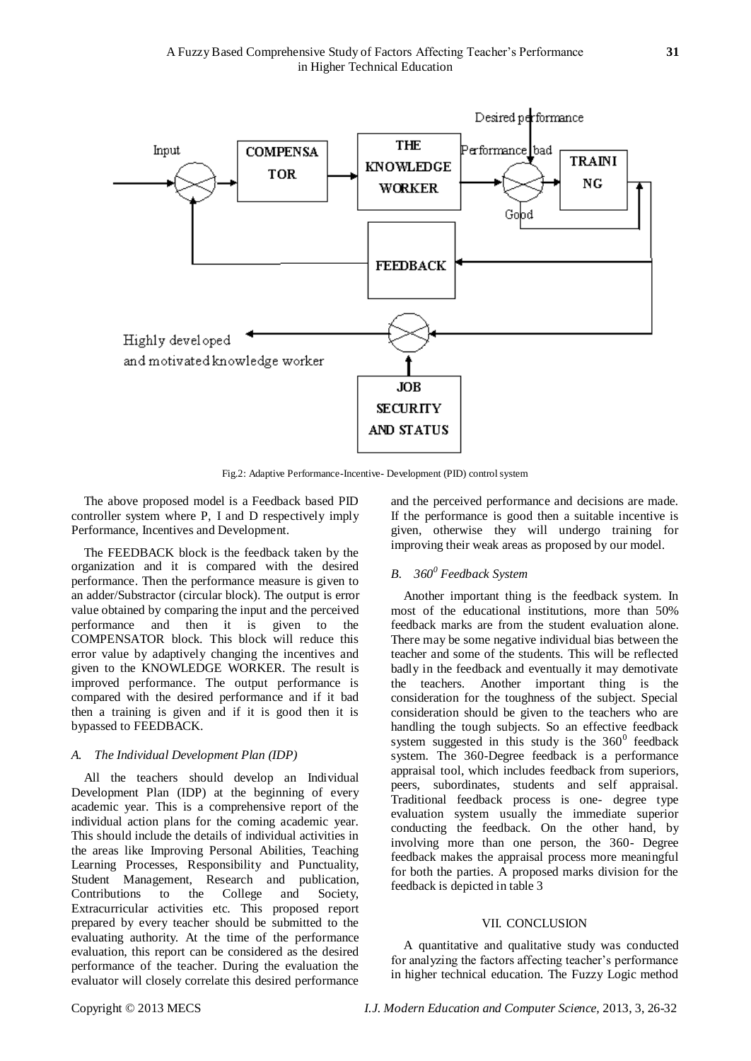Fig.2: Adaptive Performance-Incentive- Development (PID) control system

The above proposed model is a Feedback based PID controller system where P, I and D respectively imply Performance, Incentives and Development.

The FEEDBACK block is the feedback taken by the organization and it is compared with the desired performance. Then the performance measure is given to an adder/Substractor (circular block). The output is error value obtained by comparing the input and the perceived performance and then it is given to the COMPENSATOR block. This block will reduce this error value by adaptively changing the incentives and given to the KNOWLEDGE WORKER. The result is improved performance. The output performance is compared with the desired performance and if it bad then a training is given and if it is good then it is bypassed to FEEDBACK.

### *A. The Individual Development Plan (IDP)*

All the teachers should develop an Individual Development Plan (IDP) at the beginning of every academic year. This is a comprehensive report of the individual action plans for the coming academic year. This should include the details of individual activities in the areas like Improving Personal Abilities, Teaching Learning Processes, Responsibility and Punctuality, Student Management, Research and publication, Contributions to the College and Society, Extracurricular activities etc. This proposed report prepared by every teacher should be submitted to the evaluating authority. At the time of the performance evaluation, this report can be considered as the desired performance of the teacher. During the evaluation the evaluator will closely correlate this desired performance and the perceived performance and decisions are made. If the performance is good then a suitable incentive is given, otherwise they will undergo training for improving their weak areas as proposed by our model.

### *B. $360^0$ Feedback System*

Another important thing is the feedback system. In most of the educational institutions, more than 50% feedback marks are from the student evaluation alone. There may be some negative individual bias between the teacher and some of the students. This will be reflected badly in the feedback and eventually it may demotivate the teachers. Another important thing is the consideration for the toughness of the subject. Special consideration should be given to the teachers who are handling the tough subjects. So an effective feedback system suggested in this study is the $360^0$ feedback system. The 360-Degree feedback is a performance appraisal tool, which includes feedback from superiors, peers, subordinates, students and self appraisal. Traditional feedback process is one- degree type evaluation system usually the immediate superior conducting the feedback. On the other hand, by involving more than one person, the 360- Degree feedback makes the appraisal process more meaningful for both the parties. A proposed marks division for the feedback is depicted in table 3

## VII. CONCLUSION

A quantitative and qualitative study was conducted for analyzing the factors affecting teacher's performance in higher technical education. The Fuzzy Logic method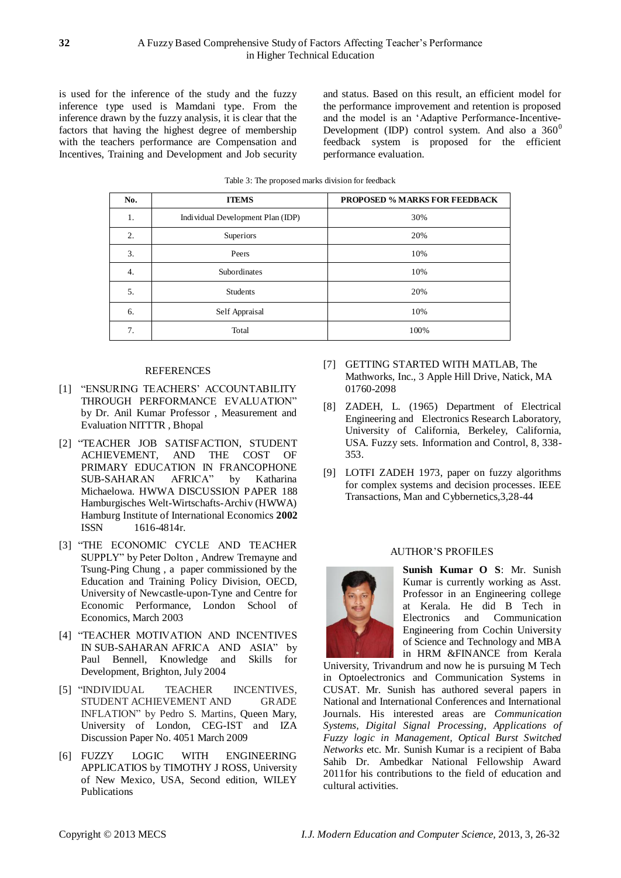is used for the inference of the study and the fuzzy inference type used is Mamdani type. From the inference drawn by the fuzzy analysis, it is clear that the factors that having the highest degree of membership with the teachers performance are Compensation and Incentives, Training and Development and Job security and status. Based on this result, an efficient model for the performance improvement and retention is proposed and the model is an 'Adaptive Performance-Incentive-Development (IDP) control system. And also a $360^0$ feedback system is proposed for the efficient performance evaluation.

Table 3: The proposed marks division for feedback

| No. | ITEMS | PROPOSED % MARKS FOR FEEDBACK |
|---|---|---|
| 1. | Individual Development Plan (IDP) | 30% |
| 2. | Superiors | 20% |
| 3. | Peers | 10% |
| 4. | Subordinates | 10% |
| 5. | Students | 20% |
| 6. | Self Appraisal | 10% |
| 7. | Total | 100% |

## REFERENCES

[1] "ENSURING TEACHERS' ACCOUNTABILITY THROUGH PERFORMANCE EVALUATION" by Dr. Anil Kumar Professor , Measurement and Evaluation NITTTR , Bhopal

[2] "TEACHER JOB SATISFACTION, STUDENT ACHIEVEMENT, AND THE COST OF PRIMARY EDUCATION IN FRANCOPHONE SUB-SAHARAN AFRICA" by Katharina Michaelowa. HWWA DISCUSSION PAPER 188 Hamburgisches Welt-Wirtschafts-Archiv (HWWA) Hamburg Institute of International Economics **2002** ISSN 1616-4814r.

[3] "THE ECONOMIC CYCLE AND TEACHER SUPPLY" by Peter Dolton , Andrew Tremayne and Tsung-Ping Chung , a paper commissioned by the Education and Training Policy Division, OECD, University of Newcastle-upon-Tyne and Centre for Economic Performance, London School of Economics, March 2003

[4] "TEACHER MOTIVATION AND INCENTIVES IN SUB-SAHARAN AFRICA AND ASIA" by Paul Bennell, Knowledge and Skills for Development, Brighton, July 2004

[5] "INDIVIDUAL TEACHER INCENTIVES, STUDENT ACHIEVEMENT AND GRADE INFLATION" by Pedro S. Martins, Queen Mary, University of London, CEG-IST and IZA Discussion Paper No. 4051 March 2009

[6] FUZZY LOGIC WITH ENGINEERING APPLICATIOS by TIMOTHY J ROSS, University of New Mexico, USA, Second edition, WILEY Publications

[7] GETTING STARTED WITH MATLAB, The Mathworks, Inc., 3 Apple Hill Drive, Natick, MA 01760-2098

[8] ZADEH, L. (1965) Department of Electrical Engineering and Electronics Research Laboratory, University of California, Berkeley, California, USA. Fuzzy sets. Information and Control, 8, 338-353.

[9] LOTFI ZADEH 1973, paper on fuzzy algorithms for complex systems and decision processes. IEEE Transactions, Man and Cybbernetics,3,28-44

## AUTHOR'S PROFILES

**Sunish Kumar O S**: Mr. Sunish Kumar is currently working as Asst. Professor in an Engineering college at Kerala. He did B Tech in Electronics and Communication Engineering from Cochin University of Science and Technology and MBA in HRM &FINANCE from Kerala University, Trivandrum and now he is pursuing M Tech in Optoelectronics and Communication Systems in CUSAT. Mr. Sunish has authored several papers in National and International Conferences and International Journals. His interested areas are *Communication Systems, Digital Signal Processing, Applications of Fuzzy logic in Management, Optical Burst Switched Networks* etc. Mr. Sunish Kumar is a recipient of Baba Sahib Dr. Ambedkar National Fellowship Award 2011for his contributions to the field of education and cultural activities.